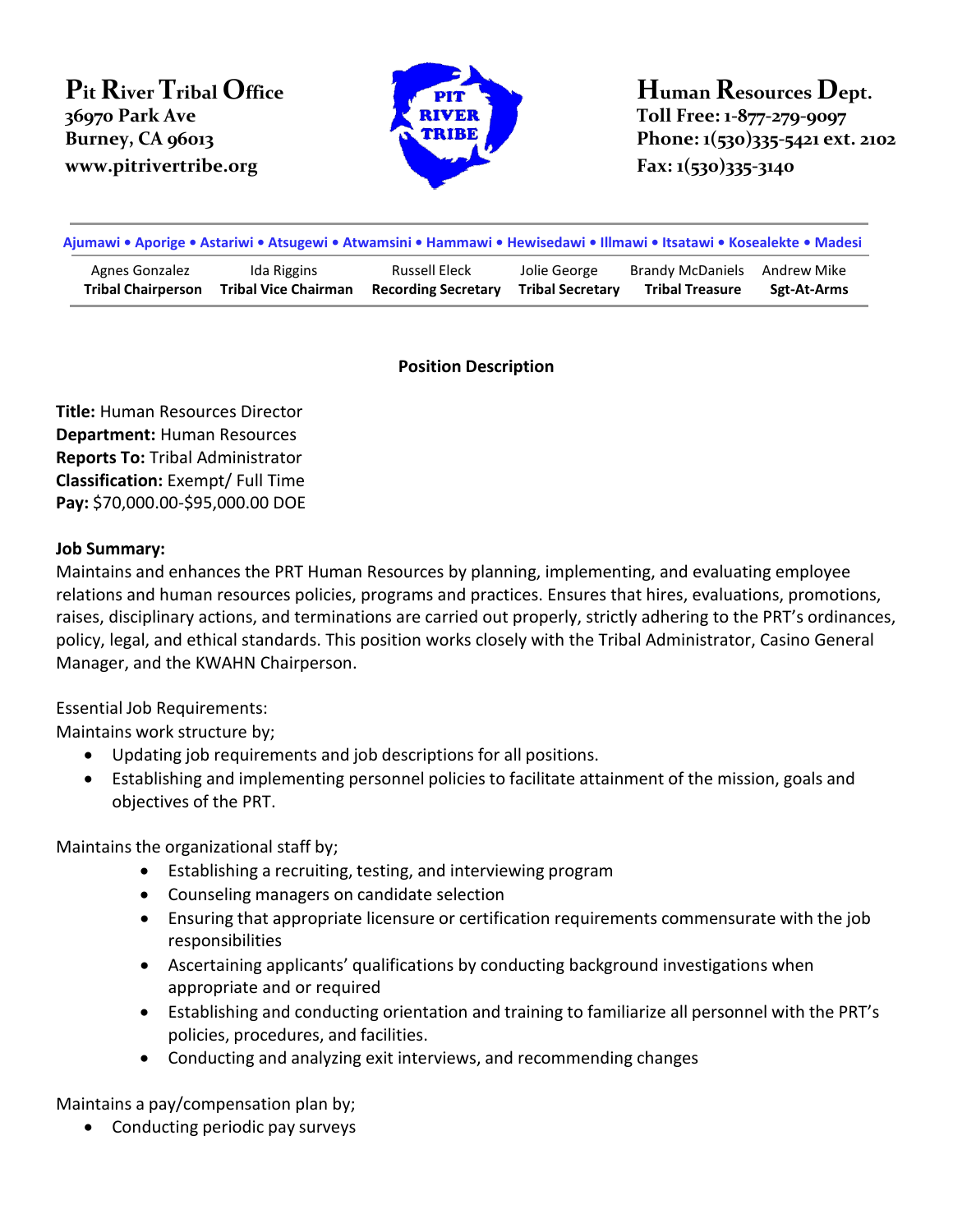**Pit River Tribal Office**
36970 Park Ave
Burney, CA 96013
www.pitrivertribe.org

**Human Resources Dept.**
Toll Free: 1-877-279-9097
Phone: 1(530)335-5421 ext. 2102
Fax: 1(530)335-3140

Ajumawi • Aporige • Astariwi • Atsugewi • Atwamsini • Hammawi • Hewisedawi • Illmawi • Itsatawi • Kosealekte • Madesi

| Agnes Gonzalez | Ida Riggins | Russell Eleck | Jolie George | Brandy McDaniels | Andrew Mike |
|---|---|---|---|---|---|
| **Tribal Chairperson** | **Tribal Vice Chairman** | **Recording Secretary** | **Tribal Secretary** | **Tribal Treasure** | **Sgt-At-Arms** |

## Position Description

**Title:** Human Resources Director
**Department:** Human Resources
**Reports To:** Tribal Administrator
**Classification:** Exempt/ Full Time
**Pay:** $70,000.00-$95,000.00 DOE

**Job Summary:**
Maintains and enhances the PRT Human Resources by planning, implementing, and evaluating employee relations and human resources policies, programs and practices. Ensures that hires, evaluations, promotions, raises, disciplinary actions, and terminations are carried out properly, strictly adhering to the PRT's ordinances, policy, legal, and ethical standards. This position works closely with the Tribal Administrator, Casino General Manager, and the KWAHN Chairperson.

Essential Job Requirements:
Maintains work structure by;

- Updating job requirements and job descriptions for all positions.
- Establishing and implementing personnel policies to facilitate attainment of the mission, goals and objectives of the PRT.

Maintains the organizational staff by;

- Establishing a recruiting, testing, and interviewing program
- Counseling managers on candidate selection
- Ensuring that appropriate licensure or certification requirements commensurate with the job responsibilities
- Ascertaining applicants' qualifications by conducting background investigations when appropriate and or required
- Establishing and conducting orientation and training to familiarize all personnel with the PRT's policies, procedures, and facilities.
- Conducting and analyzing exit interviews, and recommending changes

Maintains a pay/compensation plan by;

- Conducting periodic pay surveys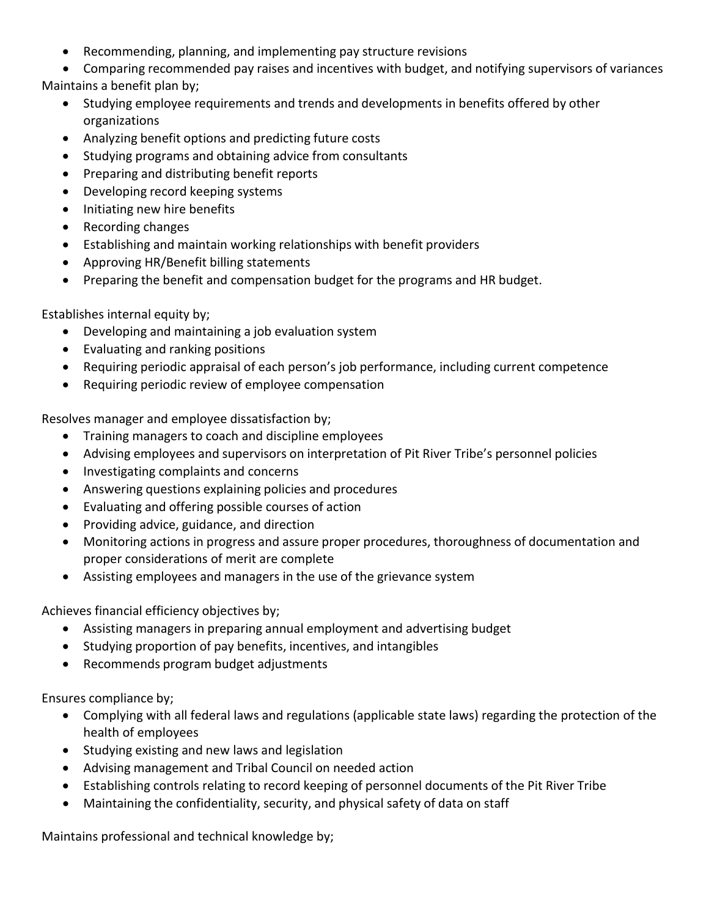- Recommending, planning, and implementing pay structure revisions
- Comparing recommended pay raises and incentives with budget, and notifying supervisors of variances

Maintains a benefit plan by;

- Studying employee requirements and trends and developments in benefits offered by other organizations
- Analyzing benefit options and predicting future costs
- Studying programs and obtaining advice from consultants
- Preparing and distributing benefit reports
- Developing record keeping systems
- Initiating new hire benefits
- Recording changes
- Establishing and maintain working relationships with benefit providers
- Approving HR/Benefit billing statements
- Preparing the benefit and compensation budget for the programs and HR budget.

Establishes internal equity by;

- Developing and maintaining a job evaluation system
- Evaluating and ranking positions
- Requiring periodic appraisal of each person's job performance, including current competence
- Requiring periodic review of employee compensation

Resolves manager and employee dissatisfaction by;

- Training managers to coach and discipline employees
- Advising employees and supervisors on interpretation of Pit River Tribe's personnel policies
- Investigating complaints and concerns
- Answering questions explaining policies and procedures
- Evaluating and offering possible courses of action
- Providing advice, guidance, and direction
- Monitoring actions in progress and assure proper procedures, thoroughness of documentation and proper considerations of merit are complete
- Assisting employees and managers in the use of the grievance system

Achieves financial efficiency objectives by;

- Assisting managers in preparing annual employment and advertising budget
- Studying proportion of pay benefits, incentives, and intangibles
- Recommends program budget adjustments

Ensures compliance by;

- Complying with all federal laws and regulations (applicable state laws) regarding the protection of the health of employees
- Studying existing and new laws and legislation
- Advising management and Tribal Council on needed action
- Establishing controls relating to record keeping of personnel documents of the Pit River Tribe
- Maintaining the confidentiality, security, and physical safety of data on staff

Maintains professional and technical knowledge by;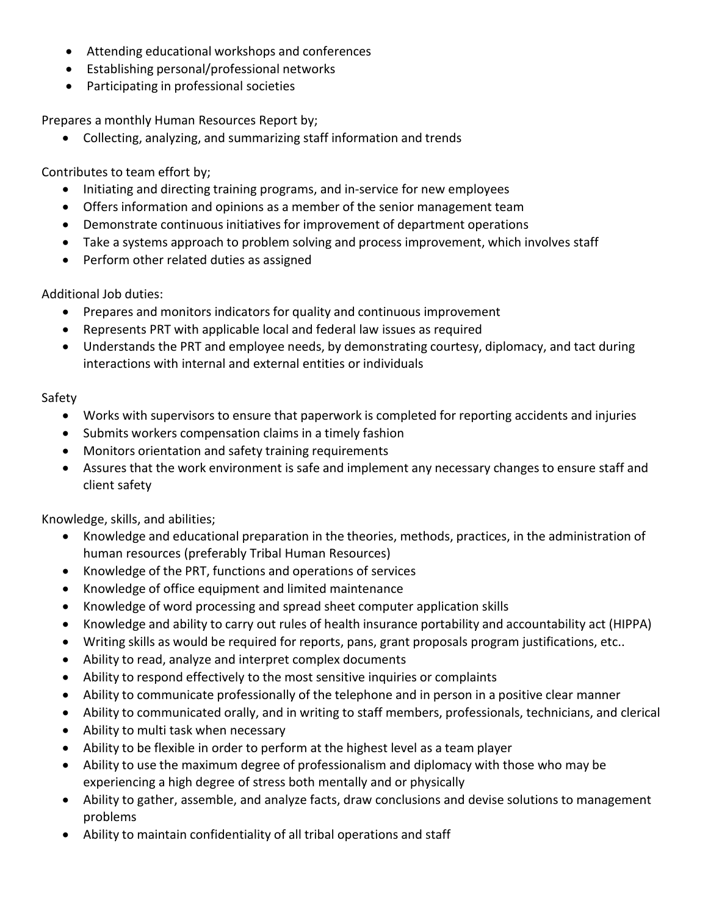- Attending educational workshops and conferences
- Establishing personal/professional networks
- Participating in professional societies

Prepares a monthly Human Resources Report by;

- Collecting, analyzing, and summarizing staff information and trends

Contributes to team effort by;

- Initiating and directing training programs, and in-service for new employees
- Offers information and opinions as a member of the senior management team
- Demonstrate continuous initiatives for improvement of department operations
- Take a systems approach to problem solving and process improvement, which involves staff
- Perform other related duties as assigned

Additional Job duties:

- Prepares and monitors indicators for quality and continuous improvement
- Represents PRT with applicable local and federal law issues as required
- Understands the PRT and employee needs, by demonstrating courtesy, diplomacy, and tact during interactions with internal and external entities or individuals

Safety

- Works with supervisors to ensure that paperwork is completed for reporting accidents and injuries
- Submits workers compensation claims in a timely fashion
- Monitors orientation and safety training requirements
- Assures that the work environment is safe and implement any necessary changes to ensure staff and client safety

Knowledge, skills, and abilities;

- Knowledge and educational preparation in the theories, methods, practices, in the administration of human resources (preferably Tribal Human Resources)
- Knowledge of the PRT, functions and operations of services
- Knowledge of office equipment and limited maintenance
- Knowledge of word processing and spread sheet computer application skills
- Knowledge and ability to carry out rules of health insurance portability and accountability act (HIPPA)
- Writing skills as would be required for reports, pans, grant proposals program justifications, etc..
- Ability to read, analyze and interpret complex documents
- Ability to respond effectively to the most sensitive inquiries or complaints
- Ability to communicate professionally of the telephone and in person in a positive clear manner
- Ability to communicated orally, and in writing to staff members, professionals, technicians, and clerical
- Ability to multi task when necessary
- Ability to be flexible in order to perform at the highest level as a team player
- Ability to use the maximum degree of professionalism and diplomacy with those who may be experiencing a high degree of stress both mentally and or physically
- Ability to gather, assemble, and analyze facts, draw conclusions and devise solutions to management problems
- Ability to maintain confidentiality of all tribal operations and staff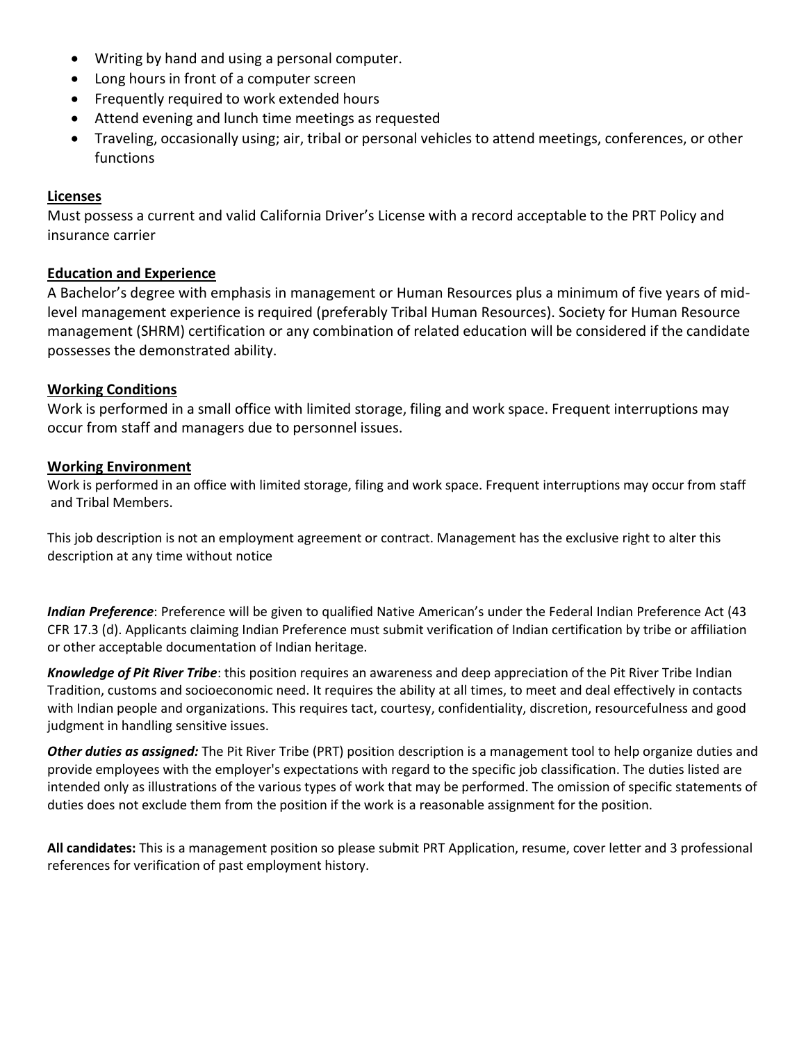- Writing by hand and using a personal computer.
- Long hours in front of a computer screen
- Frequently required to work extended hours
- Attend evening and lunch time meetings as requested
- Traveling, occasionally using; air, tribal or personal vehicles to attend meetings, conferences, or other functions

**Licenses**

Must possess a current and valid California Driver's License with a record acceptable to the PRT Policy and insurance carrier

**Education and Experience**

A Bachelor's degree with emphasis in management or Human Resources plus a minimum of five years of mid-level management experience is required (preferably Tribal Human Resources). Society for Human Resource management (SHRM) certification or any combination of related education will be considered if the candidate possesses the demonstrated ability.

**Working Conditions**

Work is performed in a small office with limited storage, filing and work space. Frequent interruptions may occur from staff and managers due to personnel issues.

**Working Environment**

Work is performed in an office with limited storage, filing and work space. Frequent interruptions may occur from staff and Tribal Members.

This job description is not an employment agreement or contract. Management has the exclusive right to alter this description at any time without notice

***Indian Preference***: Preference will be given to qualified Native American's under the Federal Indian Preference Act (43 CFR 17.3 (d). Applicants claiming Indian Preference must submit verification of Indian certification by tribe or affiliation or other acceptable documentation of Indian heritage.

***Knowledge of Pit River Tribe***: this position requires an awareness and deep appreciation of the Pit River Tribe Indian Tradition, customs and socioeconomic need. It requires the ability at all times, to meet and deal effectively in contacts with Indian people and organizations. This requires tact, courtesy, confidentiality, discretion, resourcefulness and good judgment in handling sensitive issues.

***Other duties as assigned:*** The Pit River Tribe (PRT) position description is a management tool to help organize duties and provide employees with the employer's expectations with regard to the specific job classification. The duties listed are intended only as illustrations of the various types of work that may be performed. The omission of specific statements of duties does not exclude them from the position if the work is a reasonable assignment for the position.

**All candidates:** This is a management position so please submit PRT Application, resume, cover letter and 3 professional references for verification of past employment history.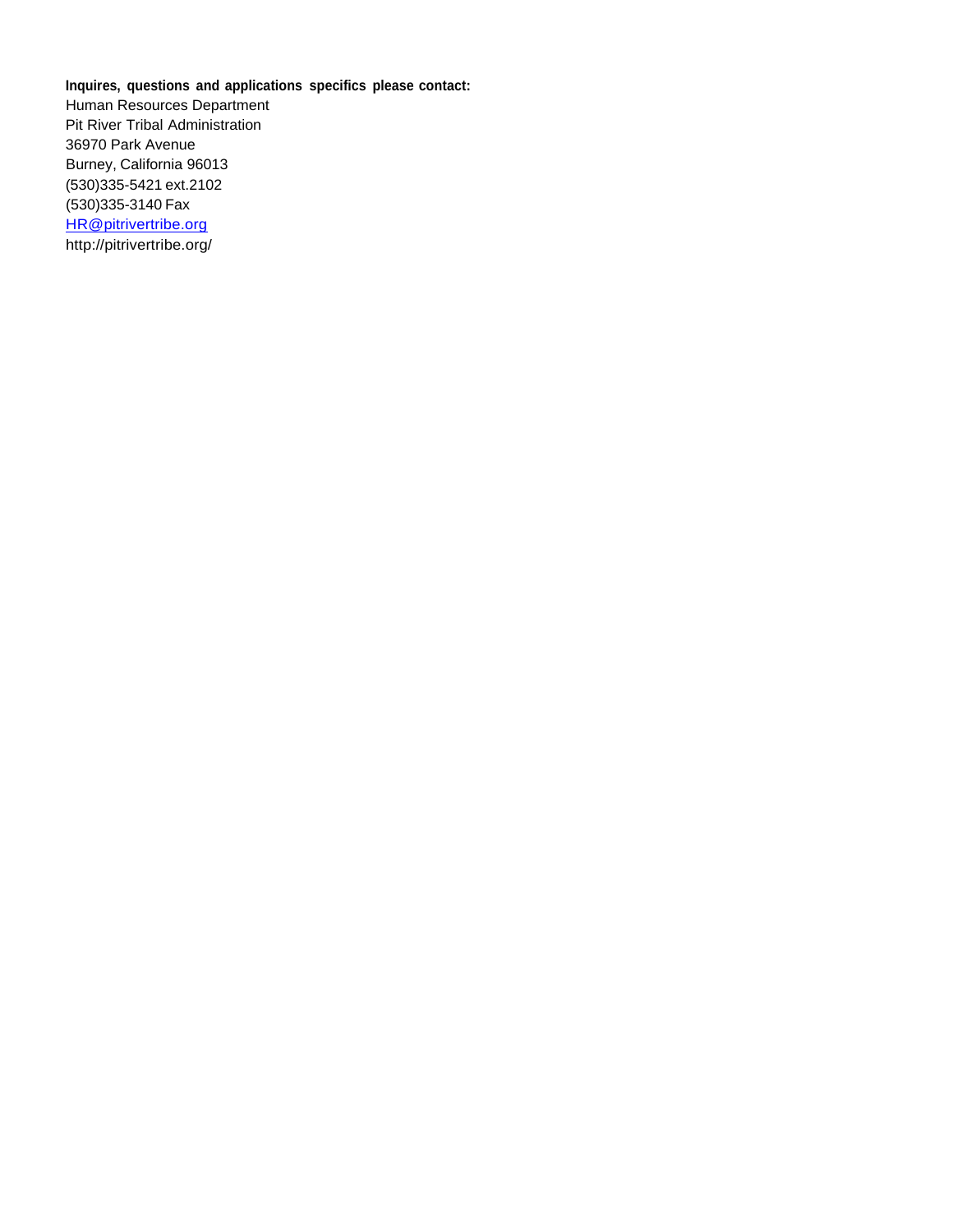**Inquires, questions and applications specifics please contact:**

Human Resources Department
Pit River Tribal Administration
36970 Park Avenue
Burney, California 96013
(530)335-5421 ext.2102
(530)335-3140 Fax
HR@pitrivertribe.org
http://pitrivertribe.org/